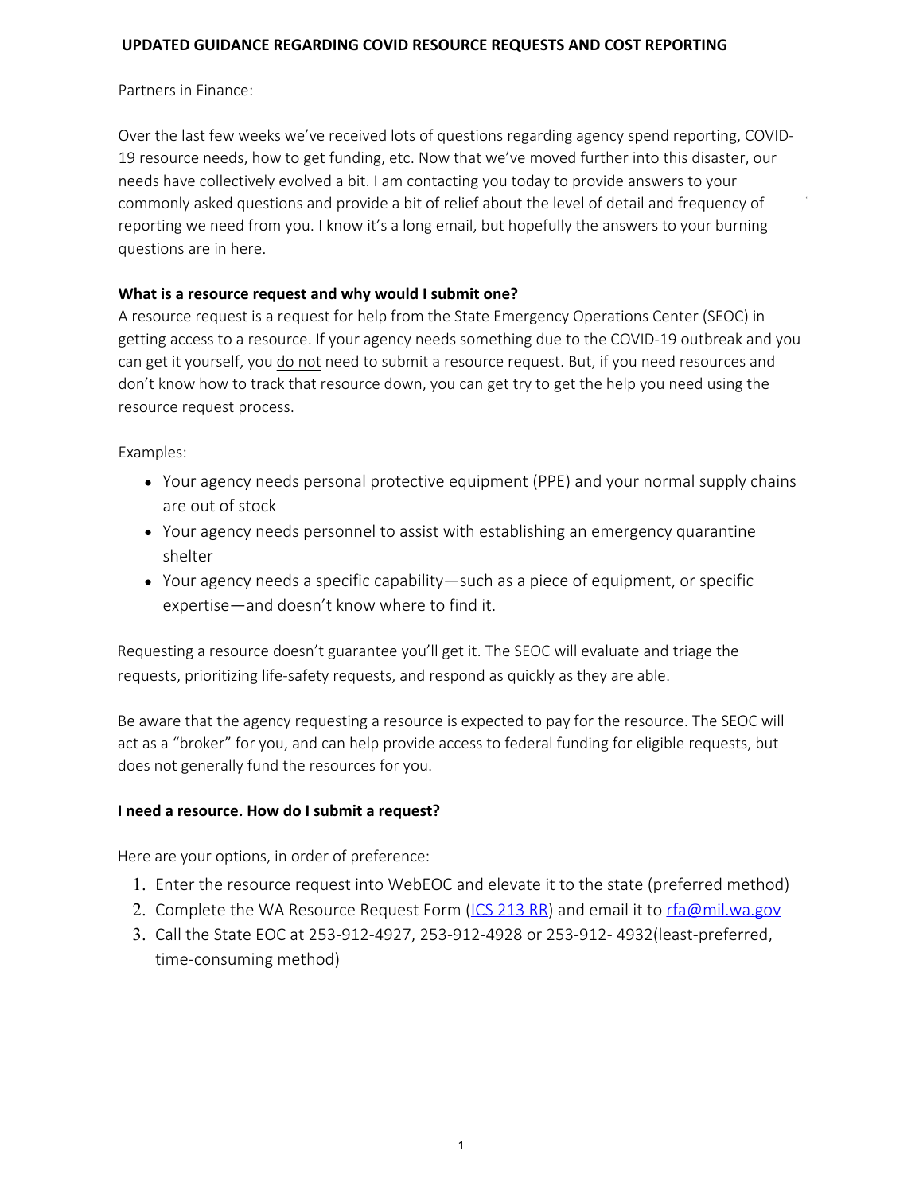# UPDATED GUIDANCE REGARDING COVID RESOURCE REQUESTS AND COST REPORTING

Partners in Finance:

Over the last few weeks we've received lots of questions regarding agency spend reporting, COVID-19 resource needs, how to get funding, etc. Now that we've moved further into this disaster, our needs have collectively evolved a bit. I am contacting you today to provide answers to your commonly asked questions and provide a bit of relief about the level of detail and frequency of reporting we need from you. I know it's a long email, but hopefully the answers to your burning questions are in here.

**What is a resource request and why would I submit one?**

A resource request is a request for help from the State Emergency Operations Center (SEOC) in getting access to a resource. If your agency needs something due to the COVID-19 outbreak and you can get it yourself, you do not need to submit a resource request. But, if you need resources and don't know how to track that resource down, you can get try to get the help you need using the resource request process.

Examples:

- Your agency needs personal protective equipment (PPE) and your normal supply chains are out of stock
- Your agency needs personnel to assist with establishing an emergency quarantine shelter
- Your agency needs a specific capability—such as a piece of equipment, or specific expertise—and doesn't know where to find it.

Requesting a resource doesn't guarantee you'll get it. The SEOC will evaluate and triage the requests, prioritizing life-safety requests, and respond as quickly as they are able.

Be aware that the agency requesting a resource is expected to pay for the resource. The SEOC will act as a "broker" for you, and can help provide access to federal funding for eligible requests, but does not generally fund the resources for you.

**I need a resource. How do I submit a request?**

Here are your options, in order of preference:

1. Enter the resource request into WebEOC and elevate it to the state (preferred method)
2. Complete the WA Resource Request Form (ICS 213 RR) and email it to rfa@mil.wa.gov
3. Call the State EOC at 253-912-4927, 253-912-4928 or 253-912- 4932(least-preferred, time-consuming method)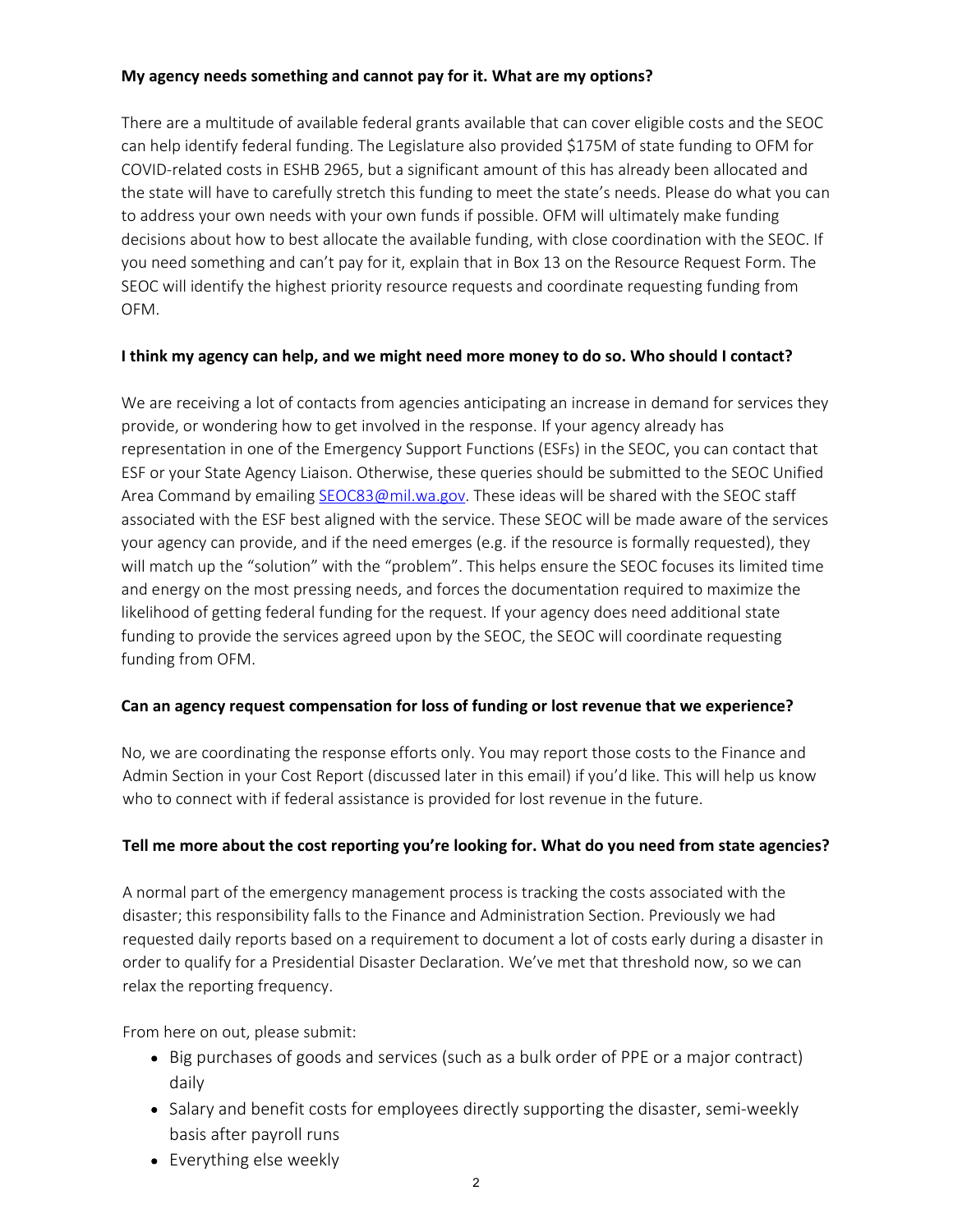**My agency needs something and cannot pay for it. What are my options?**

There are a multitude of available federal grants available that can cover eligible costs and the SEOC can help identify federal funding. The Legislature also provided $175M of state funding to OFM for COVID-related costs in ESHB 2965, but a significant amount of this has already been allocated and the state will have to carefully stretch this funding to meet the state's needs. Please do what you can to address your own needs with your own funds if possible. OFM will ultimately make funding decisions about how to best allocate the available funding, with close coordination with the SEOC. If you need something and can't pay for it, explain that in Box 13 on the Resource Request Form. The SEOC will identify the highest priority resource requests and coordinate requesting funding from OFM.

**I think my agency can help, and we might need more money to do so. Who should I contact?**

We are receiving a lot of contacts from agencies anticipating an increase in demand for services they provide, or wondering how to get involved in the response. If your agency already has representation in one of the Emergency Support Functions (ESFs) in the SEOC, you can contact that ESF or your State Agency Liaison. Otherwise, these queries should be submitted to the SEOC Unified Area Command by emailing SEOC83@mil.wa.gov. These ideas will be shared with the SEOC staff associated with the ESF best aligned with the service. These SEOC will be made aware of the services your agency can provide, and if the need emerges (e.g. if the resource is formally requested), they will match up the "solution" with the "problem". This helps ensure the SEOC focuses its limited time and energy on the most pressing needs, and forces the documentation required to maximize the likelihood of getting federal funding for the request. If your agency does need additional state funding to provide the services agreed upon by the SEOC, the SEOC will coordinate requesting funding from OFM.

**Can an agency request compensation for loss of funding or lost revenue that we experience?**

No, we are coordinating the response efforts only. You may report those costs to the Finance and Admin Section in your Cost Report (discussed later in this email) if you'd like. This will help us know who to connect with if federal assistance is provided for lost revenue in the future.

**Tell me more about the cost reporting you're looking for. What do you need from state agencies?**

A normal part of the emergency management process is tracking the costs associated with the disaster; this responsibility falls to the Finance and Administration Section. Previously we had requested daily reports based on a requirement to document a lot of costs early during a disaster in order to qualify for a Presidential Disaster Declaration. We've met that threshold now, so we can relax the reporting frequency.

From here on out, please submit:

- Big purchases of goods and services (such as a bulk order of PPE or a major contract) daily
- Salary and benefit costs for employees directly supporting the disaster, semi-weekly basis after payroll runs
- Everything else weekly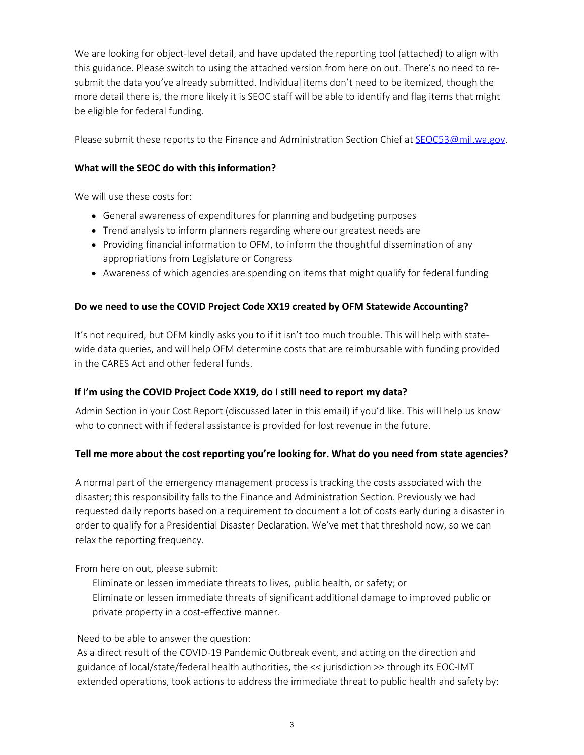We are looking for object-level detail, and have updated the reporting tool (attached) to align with this guidance. Please switch to using the attached version from here on out. There's no need to re-submit the data you've already submitted. Individual items don't need to be itemized, though the more detail there is, the more likely it is SEOC staff will be able to identify and flag items that might be eligible for federal funding.

Please submit these reports to the Finance and Administration Section Chief at SEOC53@mil.wa.gov.

**What will the SEOC do with this information?**

We will use these costs for:

- General awareness of expenditures for planning and budgeting purposes
- Trend analysis to inform planners regarding where our greatest needs are
- Providing financial information to OFM, to inform the thoughtful dissemination of any appropriations from Legislature or Congress
- Awareness of which agencies are spending on items that might qualify for federal funding

**Do we need to use the COVID Project Code XX19 created by OFM Statewide Accounting?**

It's not required, but OFM kindly asks you to if it isn't too much trouble. This will help with state-wide data queries, and will help OFM determine costs that are reimbursable with funding provided in the CARES Act and other federal funds.

**If I'm using the COVID Project Code XX19, do I still need to report my data?**

Admin Section in your Cost Report (discussed later in this email) if you'd like. This will help us know who to connect with if federal assistance is provided for lost revenue in the future.

**Tell me more about the cost reporting you're looking for. What do you need from state agencies?**

A normal part of the emergency management process is tracking the costs associated with the disaster; this responsibility falls to the Finance and Administration Section. Previously we had requested daily reports based on a requirement to document a lot of costs early during a disaster in order to qualify for a Presidential Disaster Declaration. We've met that threshold now, so we can relax the reporting frequency.

From here on out, please submit:

Eliminate or lessen immediate threats to lives, public health, or safety; or
Eliminate or lessen immediate threats of significant additional damage to improved public or private property in a cost-effective manner.

Need to be able to answer the question:
As a direct result of the COVID-19 Pandemic Outbreak event, and acting on the direction and guidance of local/state/federal health authorities, the << jurisdiction >> through its EOC-IMT extended operations, took actions to address the immediate threat to public health and safety by: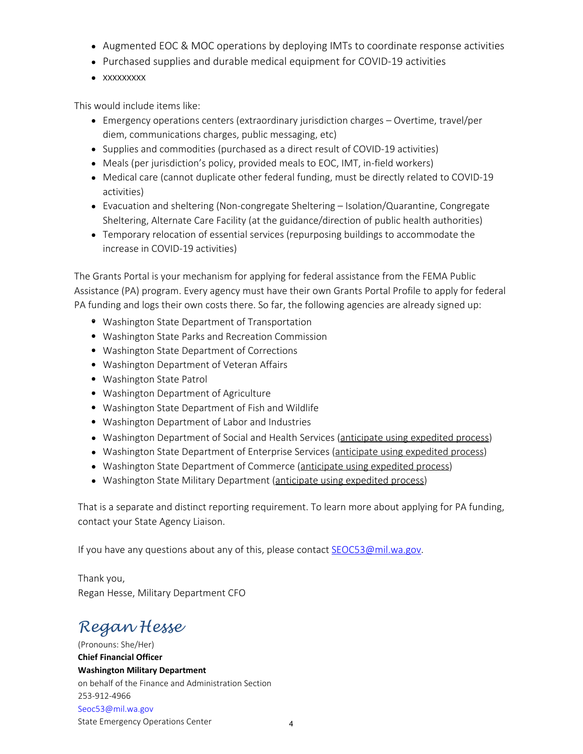- Augmented EOC & MOC operations by deploying IMTs to coordinate response activities
- Purchased supplies and durable medical equipment for COVID-19 activities
- xxxxxxxxx

This would include items like:

- Emergency operations centers (extraordinary jurisdiction charges – Overtime, travel/per diem, communications charges, public messaging, etc)
- Supplies and commodities (purchased as a direct result of COVID-19 activities)
- Meals (per jurisdiction's policy, provided meals to EOC, IMT, in-field workers)
- Medical care (cannot duplicate other federal funding, must be directly related to COVID-19 activities)
- Evacuation and sheltering (Non-congregate Sheltering – Isolation/Quarantine, Congregate Sheltering, Alternate Care Facility (at the guidance/direction of public health authorities)
- Temporary relocation of essential services (repurposing buildings to accommodate the increase in COVID-19 activities)

The Grants Portal is your mechanism for applying for federal assistance from the FEMA Public Assistance (PA) program. Every agency must have their own Grants Portal Profile to apply for federal PA funding and logs their own costs there. So far, the following agencies are already signed up:

- Washington State Department of Transportation
- Washington State Parks and Recreation Commission
- Washington State Department of Corrections
- Washington Department of Veteran Affairs
- Washington State Patrol
- Washington Department of Agriculture
- Washington State Department of Fish and Wildlife
- Washington Department of Labor and Industries
- Washington Department of Social and Health Services (anticipate using expedited process)
- Washington State Department of Enterprise Services (anticipate using expedited process)
- Washington State Department of Commerce (anticipate using expedited process)
- Washington State Military Department (anticipate using expedited process)

That is a separate and distinct reporting requirement. To learn more about applying for PA funding, contact your State Agency Liaison.

If you have any questions about any of this, please contact SEOC53@mil.wa.gov.

Thank you,
Regan Hesse, Military Department CFO

*Regan Hesse*

(Pronouns: She/Her)
**Chief Financial Officer**
**Washington Military Department**
on behalf of the Finance and Administration Section
253-912-4966
Seoc53@mil.wa.gov
State Emergency Operations Center